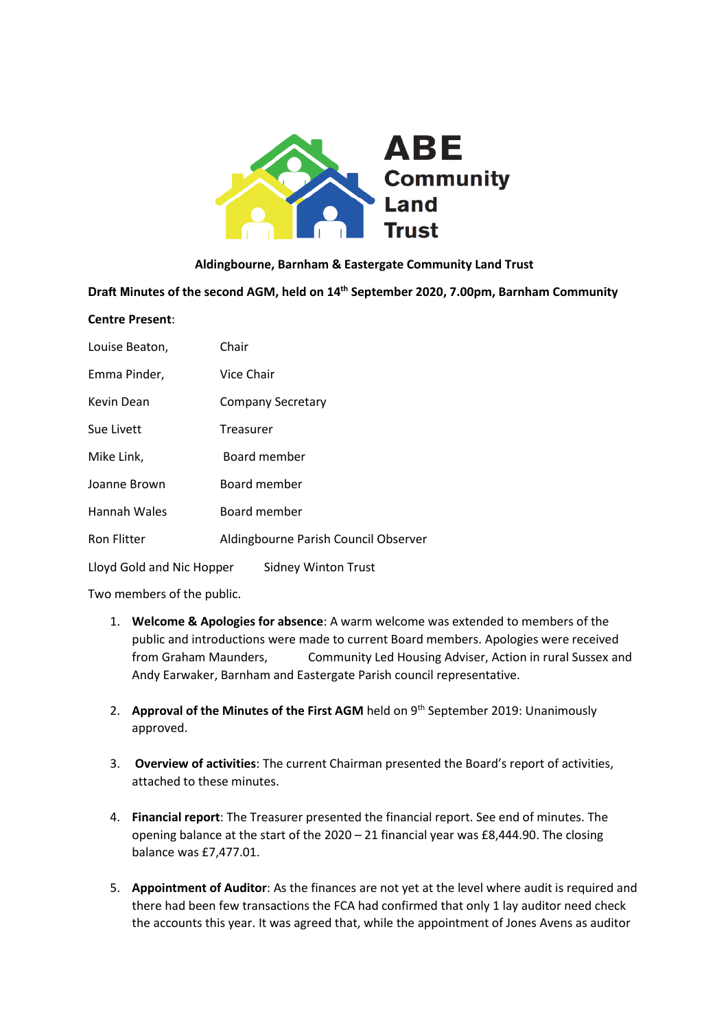ABE Community Land Trust

**Aldingbourne, Barnham & Eastergate Community Land Trust**

**Draft Minutes of the second AGM, held on 14th September 2020, 7.00pm, Barnham Community Centre Present**:

| | |
|---|---|
| Louise Beaton, | Chair |
| Emma Pinder, | Vice Chair |
| Kevin Dean | Company Secretary |
| Sue Livett | Treasurer |
| Mike Link, | Board member |
| Joanne Brown | Board member |
| Hannah Wales | Board member |
| Ron Flitter | Aldingbourne Parish Council Observer |
| Lloyd Gold and Nic Hopper | Sidney Winton Trust |

Two members of the public.

1. **Welcome & Apologies for absence**: A warm welcome was extended to members of the public and introductions were made to current Board members. Apologies were received from Graham Maunders, Community Led Housing Adviser, Action in rural Sussex and Andy Earwaker, Barnham and Eastergate Parish council representative.

2. **Approval of the Minutes of the First AGM** held on 9th September 2019: Unanimously approved.

3. **Overview of activities**: The current Chairman presented the Board's report of activities, attached to these minutes.

4. **Financial report**: The Treasurer presented the financial report. See end of minutes. The opening balance at the start of the 2020 – 21 financial year was £8,444.90. The closing balance was £7,477.01.

5. **Appointment of Auditor**: As the finances are not yet at the level where audit is required and there had been few transactions the FCA had confirmed that only 1 lay auditor need check the accounts this year. It was agreed that, while the appointment of Jones Avens as auditor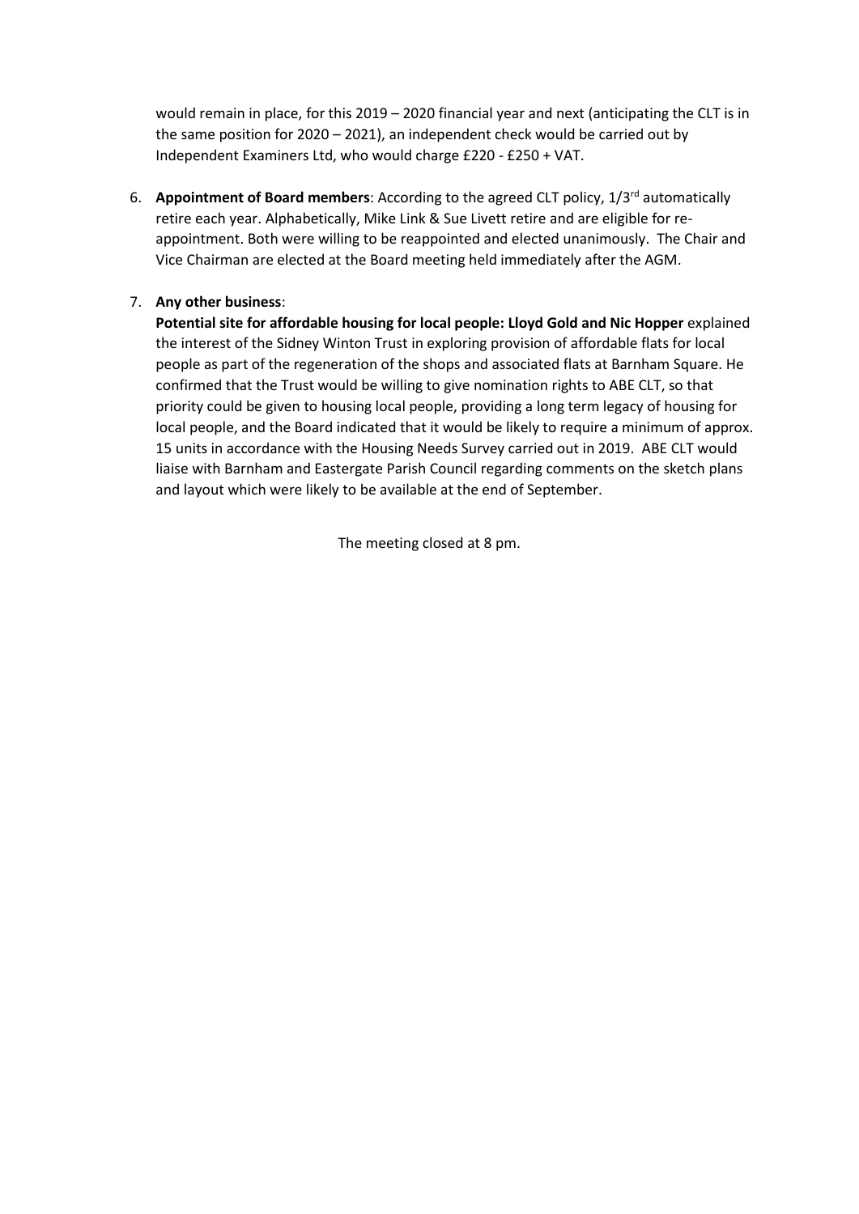would remain in place, for this 2019 – 2020 financial year and next (anticipating the CLT is in the same position for 2020 – 2021), an independent check would be carried out by Independent Examiners Ltd, who would charge £220 - £250 + VAT.

6. **Appointment of Board members**: According to the agreed CLT policy, 1/3rd automatically retire each year. Alphabetically, Mike Link & Sue Livett retire and are eligible for re-appointment. Both were willing to be reappointed and elected unanimously. The Chair and Vice Chairman are elected at the Board meeting held immediately after the AGM.

7. **Any other business**:
   **Potential site for affordable housing for local people: Lloyd Gold and Nic Hopper** explained the interest of the Sidney Winton Trust in exploring provision of affordable flats for local people as part of the regeneration of the shops and associated flats at Barnham Square. He confirmed that the Trust would be willing to give nomination rights to ABE CLT, so that priority could be given to housing local people, providing a long term legacy of housing for local people, and the Board indicated that it would be likely to require a minimum of approx. 15 units in accordance with the Housing Needs Survey carried out in 2019. ABE CLT would liaise with Barnham and Eastergate Parish Council regarding comments on the sketch plans and layout which were likely to be available at the end of September.

The meeting closed at 8 pm.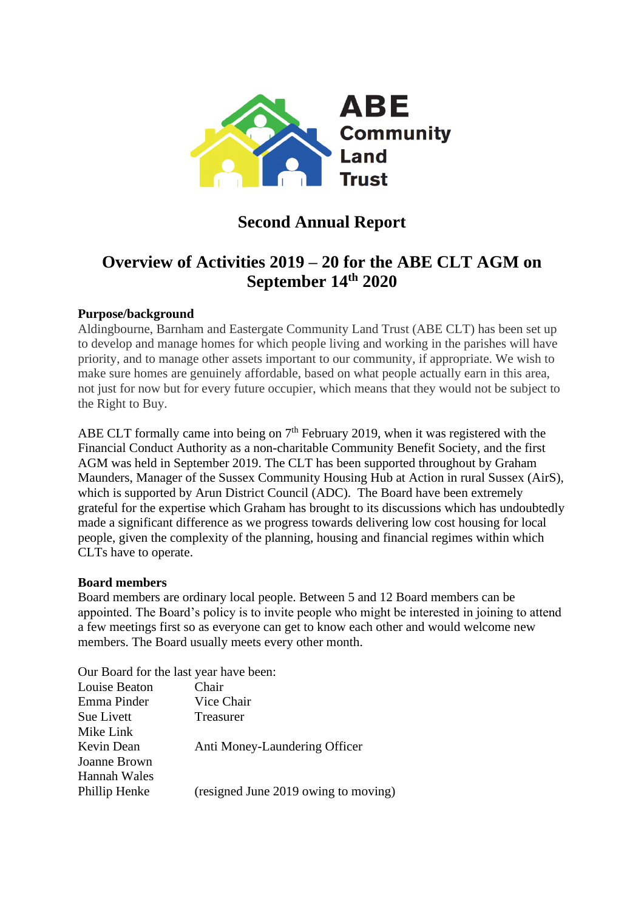# ABE Community Land Trust

## Second Annual Report

## Overview of Activities 2019 – 20 for the ABE CLT AGM on September 14th 2020

**Purpose/background**

Aldingbourne, Barnham and Eastergate Community Land Trust (ABE CLT) has been set up to develop and manage homes for which people living and working in the parishes will have priority, and to manage other assets important to our community, if appropriate. We wish to make sure homes are genuinely affordable, based on what people actually earn in this area, not just for now but for every future occupier, which means that they would not be subject to the Right to Buy.

ABE CLT formally came into being on 7th February 2019, when it was registered with the Financial Conduct Authority as a non-charitable Community Benefit Society, and the first AGM was held in September 2019. The CLT has been supported throughout by Graham Maunders, Manager of the Sussex Community Housing Hub at Action in rural Sussex (AirS), which is supported by Arun District Council (ADC). The Board have been extremely grateful for the expertise which Graham has brought to its discussions which has undoubtedly made a significant difference as we progress towards delivering low cost housing for local people, given the complexity of the planning, housing and financial regimes within which CLTs have to operate.

**Board members**

Board members are ordinary local people. Between 5 and 12 Board members can be appointed. The Board's policy is to invite people who might be interested in joining to attend a few meetings first so as everyone can get to know each other and would welcome new members. The Board usually meets every other month.

Our Board for the last year have been:

| | |
|---|---|
| Louise Beaton | Chair |
| Emma Pinder | Vice Chair |
| Sue Livett | Treasurer |
| Mike Link | |
| Kevin Dean | Anti Money-Laundering Officer |
| Joanne Brown | |
| Hannah Wales | |
| Phillip Henke | (resigned June 2019 owing to moving) |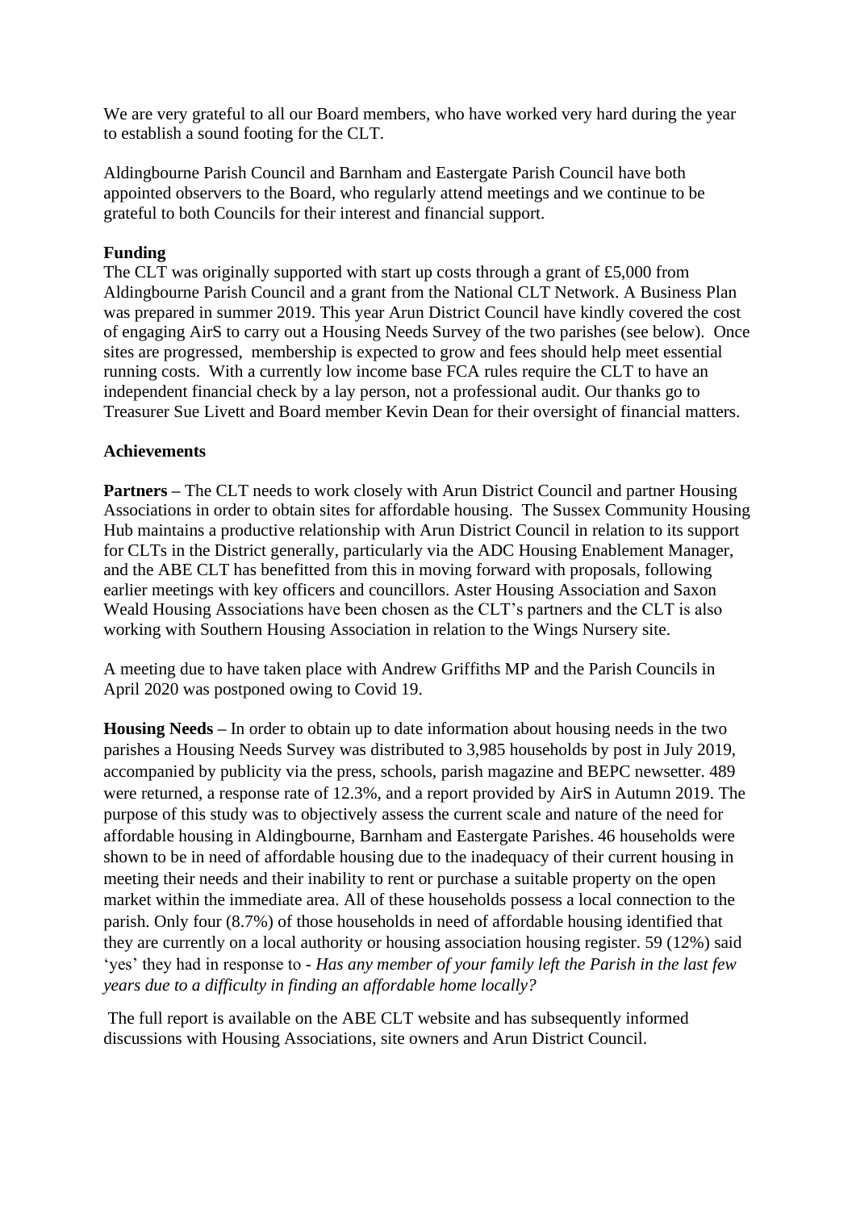We are very grateful to all our Board members, who have worked very hard during the year to establish a sound footing for the CLT.

Aldingbourne Parish Council and Barnham and Eastergate Parish Council have both appointed observers to the Board, who regularly attend meetings and we continue to be grateful to both Councils for their interest and financial support.

**Funding**

The CLT was originally supported with start up costs through a grant of £5,000 from Aldingbourne Parish Council and a grant from the National CLT Network. A Business Plan was prepared in summer 2019. This year Arun District Council have kindly covered the cost of engaging AirS to carry out a Housing Needs Survey of the two parishes (see below). Once sites are progressed, membership is expected to grow and fees should help meet essential running costs. With a currently low income base FCA rules require the CLT to have an independent financial check by a lay person, not a professional audit. Our thanks go to Treasurer Sue Livett and Board member Kevin Dean for their oversight of financial matters.

**Achievements**

**Partners –** The CLT needs to work closely with Arun District Council and partner Housing Associations in order to obtain sites for affordable housing. The Sussex Community Housing Hub maintains a productive relationship with Arun District Council in relation to its support for CLTs in the District generally, particularly via the ADC Housing Enablement Manager, and the ABE CLT has benefitted from this in moving forward with proposals, following earlier meetings with key officers and councillors. Aster Housing Association and Saxon Weald Housing Associations have been chosen as the CLT's partners and the CLT is also working with Southern Housing Association in relation to the Wings Nursery site.

A meeting due to have taken place with Andrew Griffiths MP and the Parish Councils in April 2020 was postponed owing to Covid 19.

**Housing Needs –** In order to obtain up to date information about housing needs in the two parishes a Housing Needs Survey was distributed to 3,985 households by post in July 2019, accompanied by publicity via the press, schools, parish magazine and BEPC newsetter. 489 were returned, a response rate of 12.3%, and a report provided by AirS in Autumn 2019. The purpose of this study was to objectively assess the current scale and nature of the need for affordable housing in Aldingbourne, Barnham and Eastergate Parishes. 46 households were shown to be in need of affordable housing due to the inadequacy of their current housing in meeting their needs and their inability to rent or purchase a suitable property on the open market within the immediate area. All of these households possess a local connection to the parish. Only four (8.7%) of those households in need of affordable housing identified that they are currently on a local authority or housing association housing register. 59 (12%) said 'yes' they had in response to - *Has any member of your family left the Parish in the last few years due to a difficulty in finding an affordable home locally?*

The full report is available on the ABE CLT website and has subsequently informed discussions with Housing Associations, site owners and Arun District Council.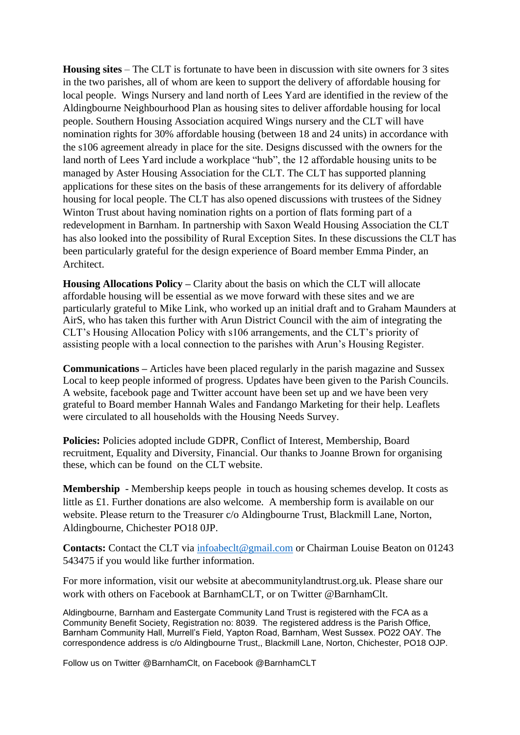**Housing sites** – The CLT is fortunate to have been in discussion with site owners for 3 sites in the two parishes, all of whom are keen to support the delivery of affordable housing for local people. Wings Nursery and land north of Lees Yard are identified in the review of the Aldingbourne Neighbourhood Plan as housing sites to deliver affordable housing for local people. Southern Housing Association acquired Wings nursery and the CLT will have nomination rights for 30% affordable housing (between 18 and 24 units) in accordance with the s106 agreement already in place for the site. Designs discussed with the owners for the land north of Lees Yard include a workplace "hub", the 12 affordable housing units to be managed by Aster Housing Association for the CLT. The CLT has supported planning applications for these sites on the basis of these arrangements for its delivery of affordable housing for local people. The CLT has also opened discussions with trustees of the Sidney Winton Trust about having nomination rights on a portion of flats forming part of a redevelopment in Barnham. In partnership with Saxon Weald Housing Association the CLT has also looked into the possibility of Rural Exception Sites. In these discussions the CLT has been particularly grateful for the design experience of Board member Emma Pinder, an Architect.

**Housing Allocations Policy –** Clarity about the basis on which the CLT will allocate affordable housing will be essential as we move forward with these sites and we are particularly grateful to Mike Link, who worked up an initial draft and to Graham Maunders at AirS, who has taken this further with Arun District Council with the aim of integrating the CLT's Housing Allocation Policy with s106 arrangements, and the CLT's priority of assisting people with a local connection to the parishes with Arun's Housing Register.

**Communications –** Articles have been placed regularly in the parish magazine and Sussex Local to keep people informed of progress. Updates have been given to the Parish Councils. A website, facebook page and Twitter account have been set up and we have been very grateful to Board member Hannah Wales and Fandango Marketing for their help. Leaflets were circulated to all households with the Housing Needs Survey.

**Policies:** Policies adopted include GDPR, Conflict of Interest, Membership, Board recruitment, Equality and Diversity, Financial. Our thanks to Joanne Brown for organising these, which can be found on the CLT website.

**Membership** - Membership keeps people in touch as housing schemes develop. It costs as little as £1. Further donations are also welcome. A membership form is available on our website. Please return to the Treasurer c/o Aldingbourne Trust, Blackmill Lane, Norton, Aldingbourne, Chichester PO18 0JP.

**Contacts:** Contact the CLT via infoabeclt@gmail.com or Chairman Louise Beaton on 01243 543475 if you would like further information.

For more information, visit our website at abecommunitylandtrust.org.uk. Please share our work with others on Facebook at BarnhamCLT, or on Twitter @BarnhamClt.

Aldingbourne, Barnham and Eastergate Community Land Trust is registered with the FCA as a Community Benefit Society, Registration no: 8039. The registered address is the Parish Office, Barnham Community Hall, Murrell's Field, Yapton Road, Barnham, West Sussex. PO22 OAY. The correspondence address is c/o Aldingbourne Trust,, Blackmill Lane, Norton, Chichester, PO18 OJP.

Follow us on Twitter @BarnhamClt, on Facebook @BarnhamCLT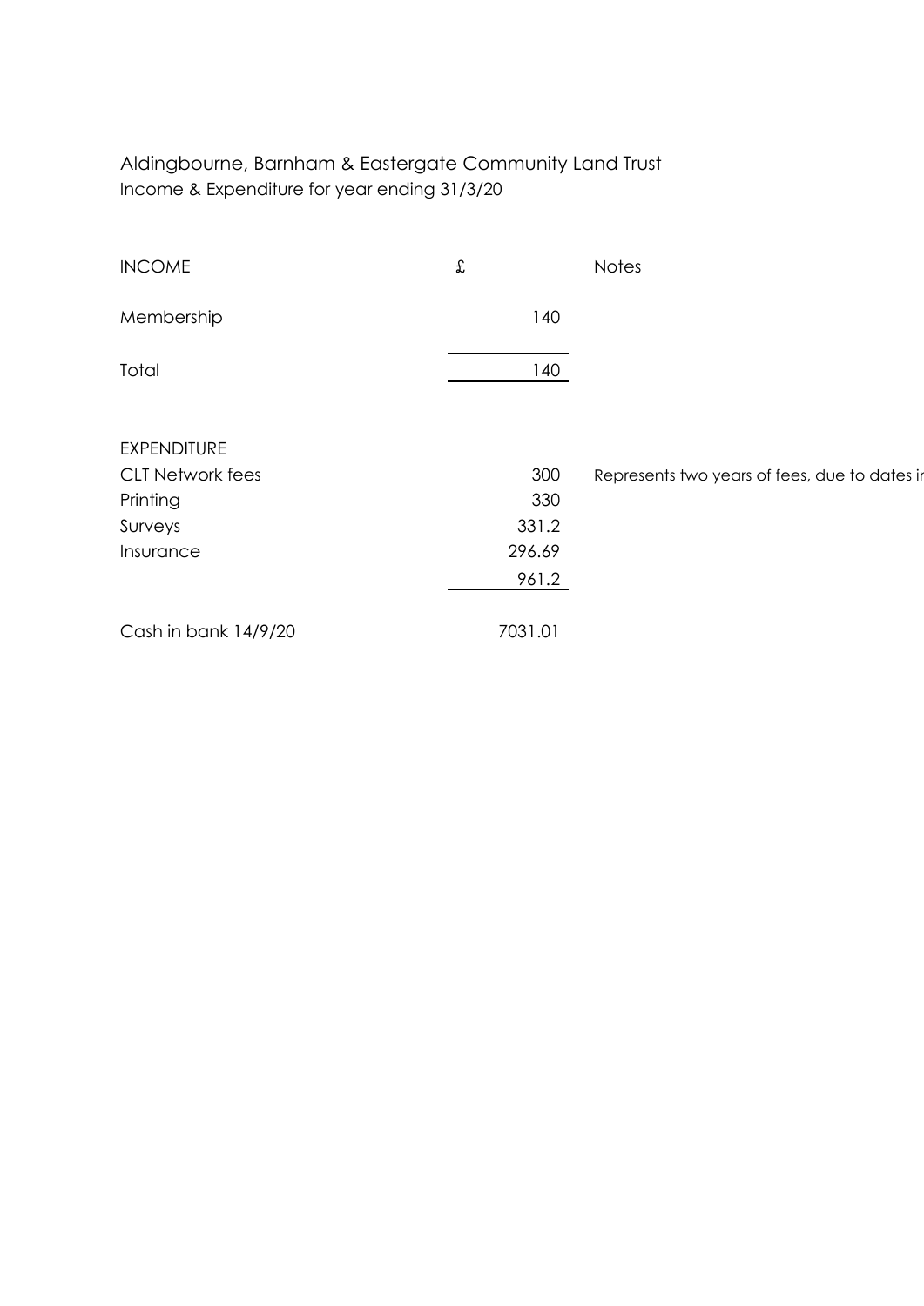Aldingbourne, Barnham & Eastergate Community Land Trust
Income & Expenditure for year ending 31/3/20

| INCOME | £ | Notes |
| --- | --- | --- |
| Membership | 140 | |
| Total | 140 | |
| | | |
| EXPENDITURE | | |
| CLT Network fees | 300 | Represents two years of fees, due to dates ir |
| Printing | 330 | |
| Surveys | 331.2 | |
| Insurance | 296.69 | |
| | 961.2 | |
| | | |
| Cash in bank 14/9/20 | 7031.01 | |